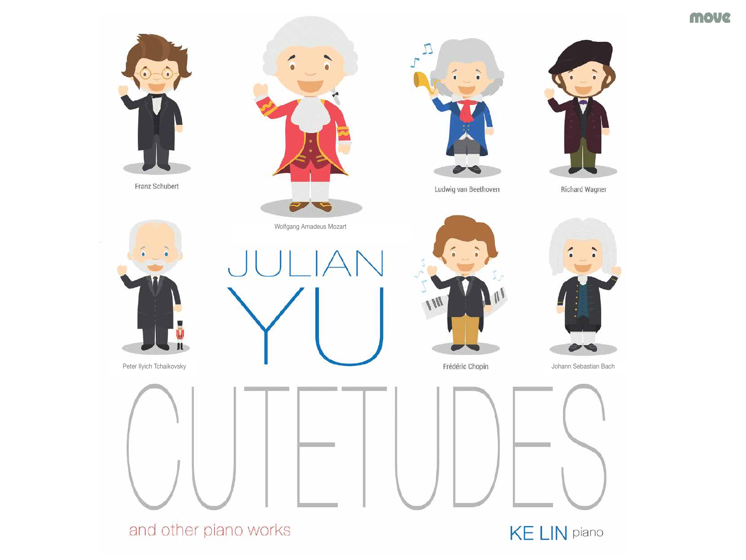move

Franz Schubert

Wolfgang Amadeus Mozart

Ludwig van Beethoven

Richard Wagner

Peter Ilyich Tchaikovsky

# JULIAN YU

Frédéric Chopin

Johann Sebastian Bach

# CUTETUDES

and other piano works

KE LIN piano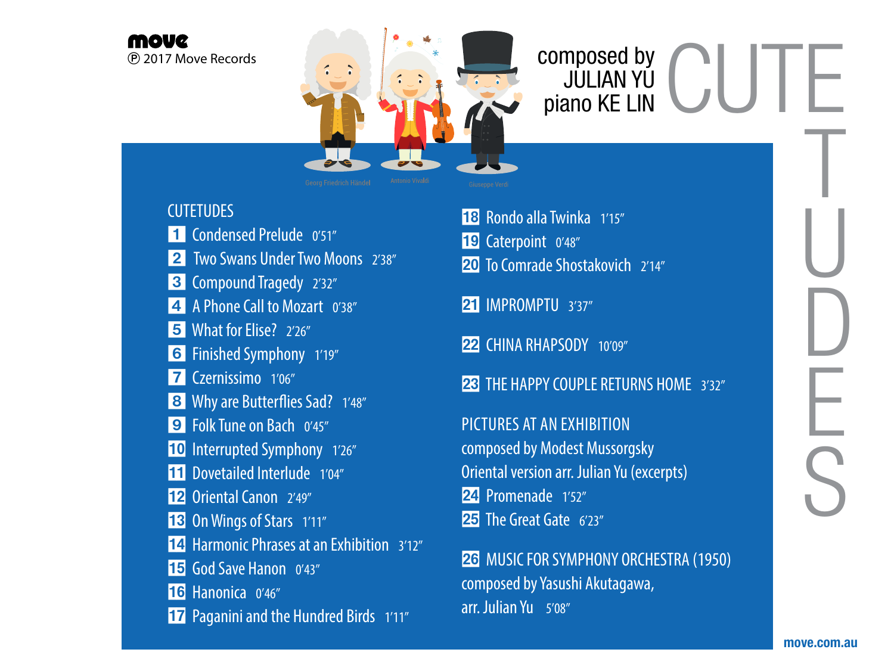**move**
℗ 2017 Move Records

Georg Friedrich Händel
Antonio Vivaldi
Giuseppe Verdi

composed by
JULIAN YU
piano KE LIN

# CUTETUDES

## CUTETUDES

1. Condensed Prelude 0'51"
2. Two Swans Under Two Moons 2'38"
3. Compound Tragedy 2'32"
4. A Phone Call to Mozart 0'38"
5. What for Elise? 2'26"
6. Finished Symphony 1'19"
7. Czernissimo 1'06"
8. Why are Butterflies Sad? 1'48"
9. Folk Tune on Bach 0'45"
10. Interrupted Symphony 1'26"
11. Dovetailed Interlude 1'04"
12. Oriental Canon 2'49"
13. On Wings of Stars 1'11"
14. Harmonic Phrases at an Exhibition 3'12"
15. God Save Hanon 0'43"
16. Hanonica 0'46"
17. Paganini and the Hundred Birds 1'11"
18. Rondo alla Twinka 1'15"
19. Caterpoint 0'48"
20. To Comrade Shostakovich 2'14"

21. IMPROMPTU 3'37"

22. CHINA RHAPSODY 10'09"

23. THE HAPPY COUPLE RETURNS HOME 3'32"

PICTURES AT AN EXHIBITION
composed by Modest Mussorgsky
Oriental version arr. Julian Yu (excerpts)

24. Promenade 1'52"
25. The Great Gate 6'23"

26. MUSIC FOR SYMPHONY ORCHESTRA (1950)
composed by Yasushi Akutagawa,
arr. Julian Yu 5'08"

move.com.au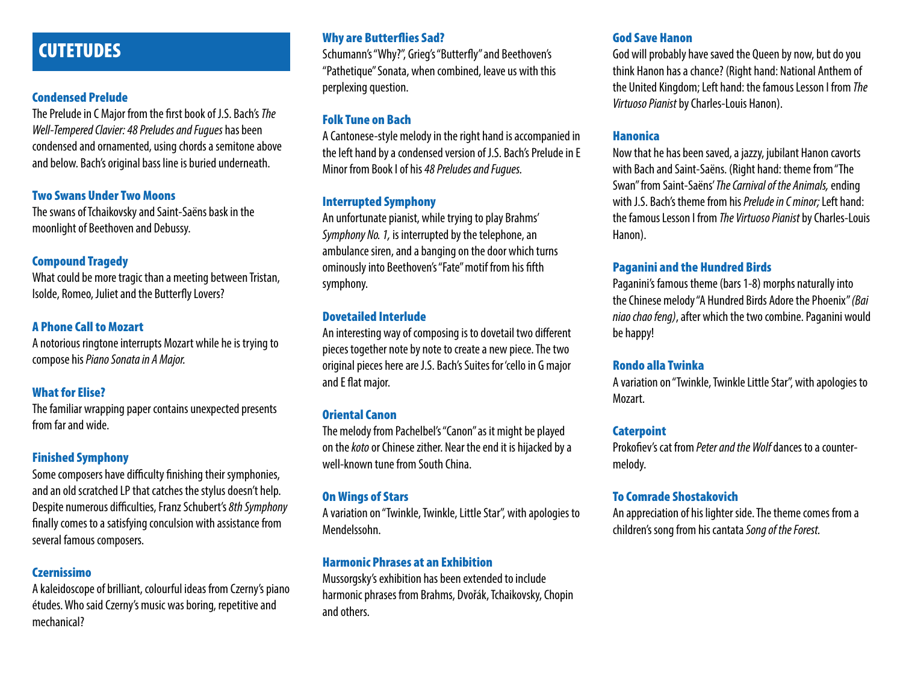# CUTETUDES

### Condensed Prelude

The Prelude in C Major from the first book of J.S. Bach's *The Well-Tempered Clavier: 48 Preludes and Fugues* has been condensed and ornamented, using chords a semitone above and below. Bach's original bass line is buried underneath.

### Two Swans Under Two Moons

The swans of Tchaikovsky and Saint-Saëns bask in the moonlight of Beethoven and Debussy.

### Compound Tragedy

What could be more tragic than a meeting between Tristan, Isolde, Romeo, Juliet and the Butterfly Lovers?

### A Phone Call to Mozart

A notorious ringtone interrupts Mozart while he is trying to compose his *Piano Sonata in A Major.*

### What for Elise?

The familiar wrapping paper contains unexpected presents from far and wide.

### Finished Symphony

Some composers have difficulty finishing their symphonies, and an old scratched LP that catches the stylus doesn't help. Despite numerous difficulties, Franz Schubert's *8th Symphony* finally comes to a satisfying conculsion with assistance from several famous composers.

### Czernissimo

A kaleidoscope of brilliant, colourful ideas from Czerny's piano études. Who said Czerny's music was boring, repetitive and mechanical?

### Why are Butterflies Sad?

Schumann's "Why?", Grieg's "Butterfly" and Beethoven's "Pathetique" Sonata, when combined, leave us with this perplexing question.

### Folk Tune on Bach

A Cantonese-style melody in the right hand is accompanied in the left hand by a condensed version of J.S. Bach's Prelude in E Minor from Book I of his *48 Preludes and Fugues.*

### Interrupted Symphony

An unfortunate pianist, while trying to play Brahms' *Symphony No. 1,* is interrupted by the telephone, an ambulance siren, and a banging on the door which turns ominously into Beethoven's "Fate" motif from his fifth symphony.

### Dovetailed Interlude

An interesting way of composing is to dovetail two different pieces together note by note to create a new piece. The two original pieces here are J.S. Bach's Suites for 'cello in G major and E flat major.

### Oriental Canon

The melody from Pachelbel's "Canon" as it might be played on the *koto* or Chinese zither. Near the end it is hijacked by a well-known tune from South China.

### On Wings of Stars

A variation on "Twinkle, Twinkle, Little Star", with apologies to Mendelssohn.

### Harmonic Phrases at an Exhibition

Mussorgsky's exhibition has been extended to include harmonic phrases from Brahms, Dvořák, Tchaikovsky, Chopin and others.

### God Save Hanon

God will probably have saved the Queen by now, but do you think Hanon has a chance? (Right hand: National Anthem of the United Kingdom; Left hand: the famous Lesson I from *The Virtuoso Pianist* by Charles-Louis Hanon).

### Hanonica

Now that he has been saved, a jazzy, jubilant Hanon cavorts with Bach and Saint-Saëns. (Right hand: theme from "The Swan" from Saint-Saëns' *The Carnival of the Animals,* ending with J.S. Bach's theme from his *Prelude in C minor;* Left hand: the famous Lesson I from *The Virtuoso Pianist* by Charles-Louis Hanon).

### Paganini and the Hundred Birds

Paganini's famous theme (bars 1-8) morphs naturally into the Chinese melody "A Hundred Birds Adore the Phoenix" *(Bai niao chao feng)*, after which the two combine. Paganini would be happy!

### Rondo alla Twinka

A variation on "Twinkle, Twinkle Little Star", with apologies to Mozart.

### Caterpoint

Prokofiev's cat from *Peter and the Wolf* dances to a counter-melody.

### To Comrade Shostakovich

An appreciation of his lighter side. The theme comes from a children's song from his cantata *Song of the Forest.*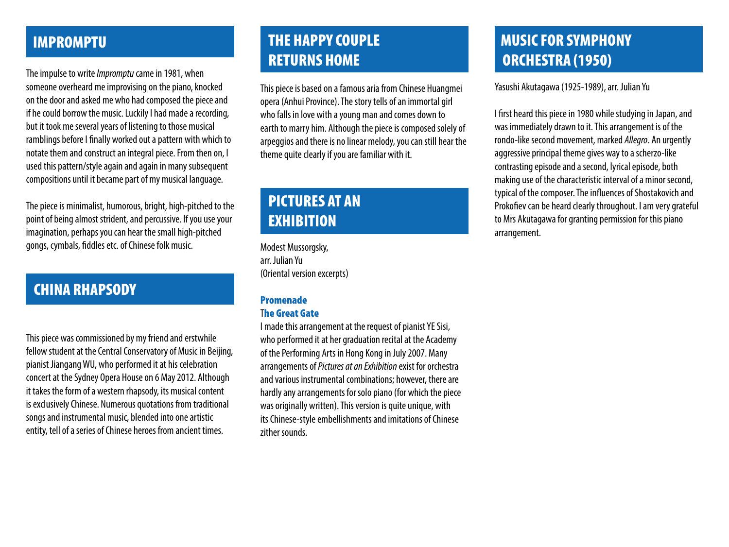## IMPROMPTU

The impulse to write *Impromptu* came in 1981, when someone overheard me improvising on the piano, knocked on the door and asked me who had composed the piece and if he could borrow the music. Luckily I had made a recording, but it took me several years of listening to those musical ramblings before I finally worked out a pattern with which to notate them and construct an integral piece. From then on, I used this pattern/style again and again in many subsequent compositions until it became part of my musical language.

The piece is minimalist, humorous, bright, high-pitched to the point of being almost strident, and percussive. If you use your imagination, perhaps you can hear the small high-pitched gongs, cymbals, fiddles etc. of Chinese folk music.

## CHINA RHAPSODY

This piece was commissioned by my friend and erstwhile fellow student at the Central Conservatory of Music in Beijing, pianist Jiangang WU, who performed it at his celebration concert at the Sydney Opera House on 6 May 2012. Although it takes the form of a western rhapsody, its musical content is exclusively Chinese. Numerous quotations from traditional songs and instrumental music, blended into one artistic entity, tell of a series of Chinese heroes from ancient times.

## THE HAPPY COUPLE RETURNS HOME

This piece is based on a famous aria from Chinese Huangmei opera (Anhui Province). The story tells of an immortal girl who falls in love with a young man and comes down to earth to marry him. Although the piece is composed solely of arpeggios and there is no linear melody, you can still hear the theme quite clearly if you are familiar with it.

## PICTURES AT AN EXHIBITION

Modest Mussorgsky,
arr. Julian Yu
(Oriental version excerpts)

**Promenade**
**The Great Gate**

I made this arrangement at the request of pianist YE Sisi, who performed it at her graduation recital at the Academy of the Performing Arts in Hong Kong in July 2007. Many arrangements of *Pictures at an Exhibition* exist for orchestra and various instrumental combinations; however, there are hardly any arrangements for solo piano (for which the piece was originally written). This version is quite unique, with its Chinese-style embellishments and imitations of Chinese zither sounds.

## MUSIC FOR SYMPHONY ORCHESTRA (1950)

Yasushi Akutagawa (1925-1989), arr. Julian Yu

I first heard this piece in 1980 while studying in Japan, and was immediately drawn to it. This arrangement is of the rondo-like second movement, marked *Allegro*. An urgently aggressive principal theme gives way to a scherzo-like contrasting episode and a second, lyrical episode, both making use of the characteristic interval of a minor second, typical of the composer. The influences of Shostakovich and Prokofiev can be heard clearly throughout. I am very grateful to Mrs Akutagawa for granting permission for this piano arrangement.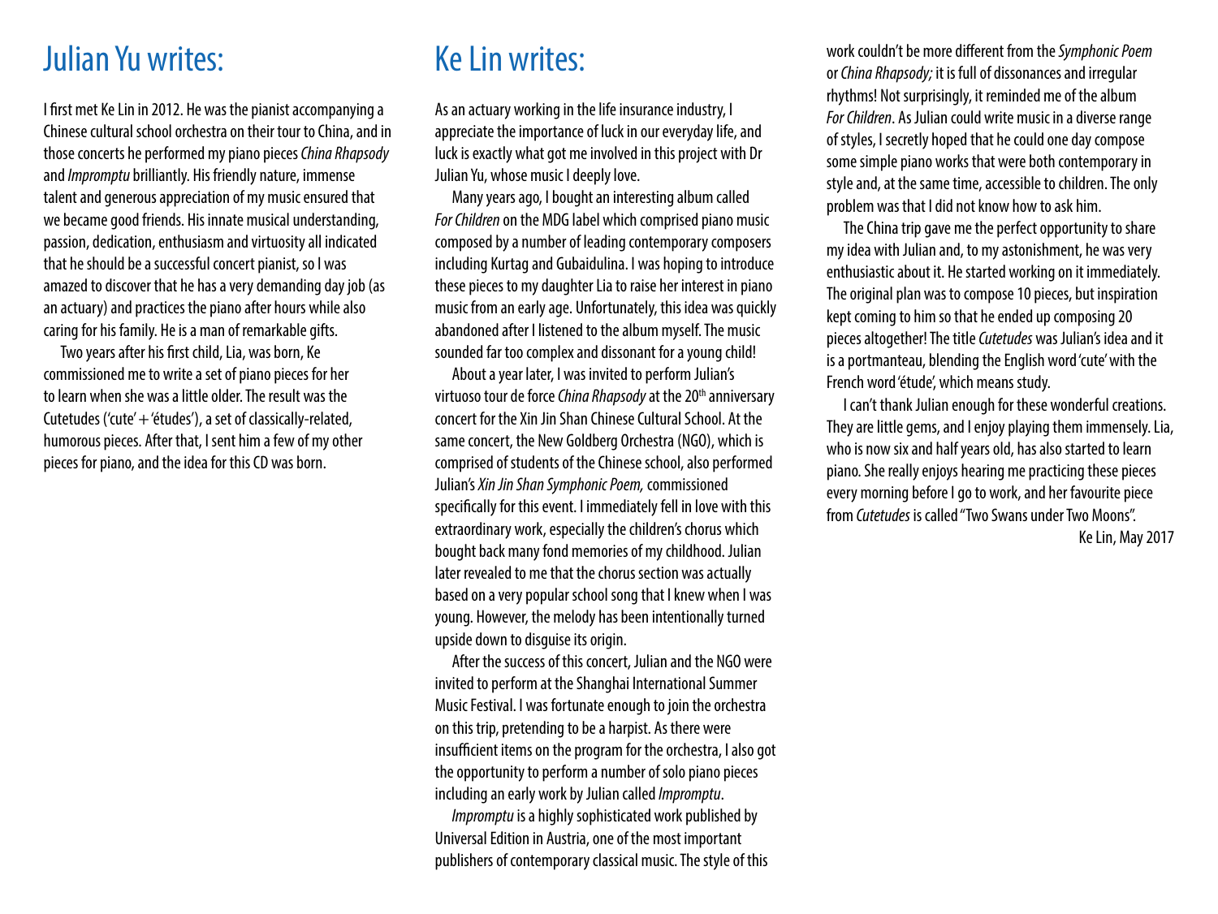## Julian Yu writes:

I first met Ke Lin in 2012. He was the pianist accompanying a Chinese cultural school orchestra on their tour to China, and in those concerts he performed my piano pieces *China Rhapsody* and *Impromptu* brilliantly. His friendly nature, immense talent and generous appreciation of my music ensured that we became good friends. His innate musical understanding, passion, dedication, enthusiasm and virtuosity all indicated that he should be a successful concert pianist, so I was amazed to discover that he has a very demanding day job (as an actuary) and practices the piano after hours while also caring for his family. He is a man of remarkable gifts.

Two years after his first child, Lia, was born, Ke commissioned me to write a set of piano pieces for her to learn when she was a little older. The result was the Cutetudes ('cute' + 'études'), a set of classically-related, humorous pieces. After that, I sent him a few of my other pieces for piano, and the idea for this CD was born.

## Ke Lin writes:

As an actuary working in the life insurance industry, I appreciate the importance of luck in our everyday life, and luck is exactly what got me involved in this project with Dr Julian Yu, whose music I deeply love.

Many years ago, I bought an interesting album called *For Children* on the MDG label which comprised piano music composed by a number of leading contemporary composers including Kurtag and Gubaidulina. I was hoping to introduce these pieces to my daughter Lia to raise her interest in piano music from an early age. Unfortunately, this idea was quickly abandoned after I listened to the album myself. The music sounded far too complex and dissonant for a young child!

About a year later, I was invited to perform Julian's virtuoso tour de force *China Rhapsody* at the 20th anniversary concert for the Xin Jin Shan Chinese Cultural School. At the same concert, the New Goldberg Orchestra (NGO), which is comprised of students of the Chinese school, also performed Julian's *Xin Jin Shan Symphonic Poem,* commissioned specifically for this event. I immediately fell in love with this extraordinary work, especially the children's chorus which bought back many fond memories of my childhood. Julian later revealed to me that the chorus section was actually based on a very popular school song that I knew when I was young. However, the melody has been intentionally turned upside down to disguise its origin.

After the success of this concert, Julian and the NGO were invited to perform at the Shanghai International Summer Music Festival. I was fortunate enough to join the orchestra on this trip, pretending to be a harpist. As there were insufficient items on the program for the orchestra, I also got the opportunity to perform a number of solo piano pieces including an early work by Julian called *Impromptu*.

*Impromptu* is a highly sophisticated work published by Universal Edition in Austria, one of the most important publishers of contemporary classical music. The style of this work couldn't be more different from the *Symphonic Poem* or *China Rhapsody;* it is full of dissonances and irregular rhythms! Not surprisingly, it reminded me of the album *For Children*. As Julian could write music in a diverse range of styles, I secretly hoped that he could one day compose some simple piano works that were both contemporary in style and, at the same time, accessible to children. The only problem was that I did not know how to ask him.

The China trip gave me the perfect opportunity to share my idea with Julian and, to my astonishment, he was very enthusiastic about it. He started working on it immediately. The original plan was to compose 10 pieces, but inspiration kept coming to him so that he ended up composing 20 pieces altogether! The title *Cutetudes* was Julian's idea and it is a portmanteau, blending the English word 'cute' with the French word 'étude', which means study.

I can't thank Julian enough for these wonderful creations. They are little gems, and I enjoy playing them immensely. Lia, who is now six and half years old, has also started to learn piano. She really enjoys hearing me practicing these pieces every morning before I go to work, and her favourite piece from *Cutetudes* is called "Two Swans under Two Moons".

Ke Lin, May 2017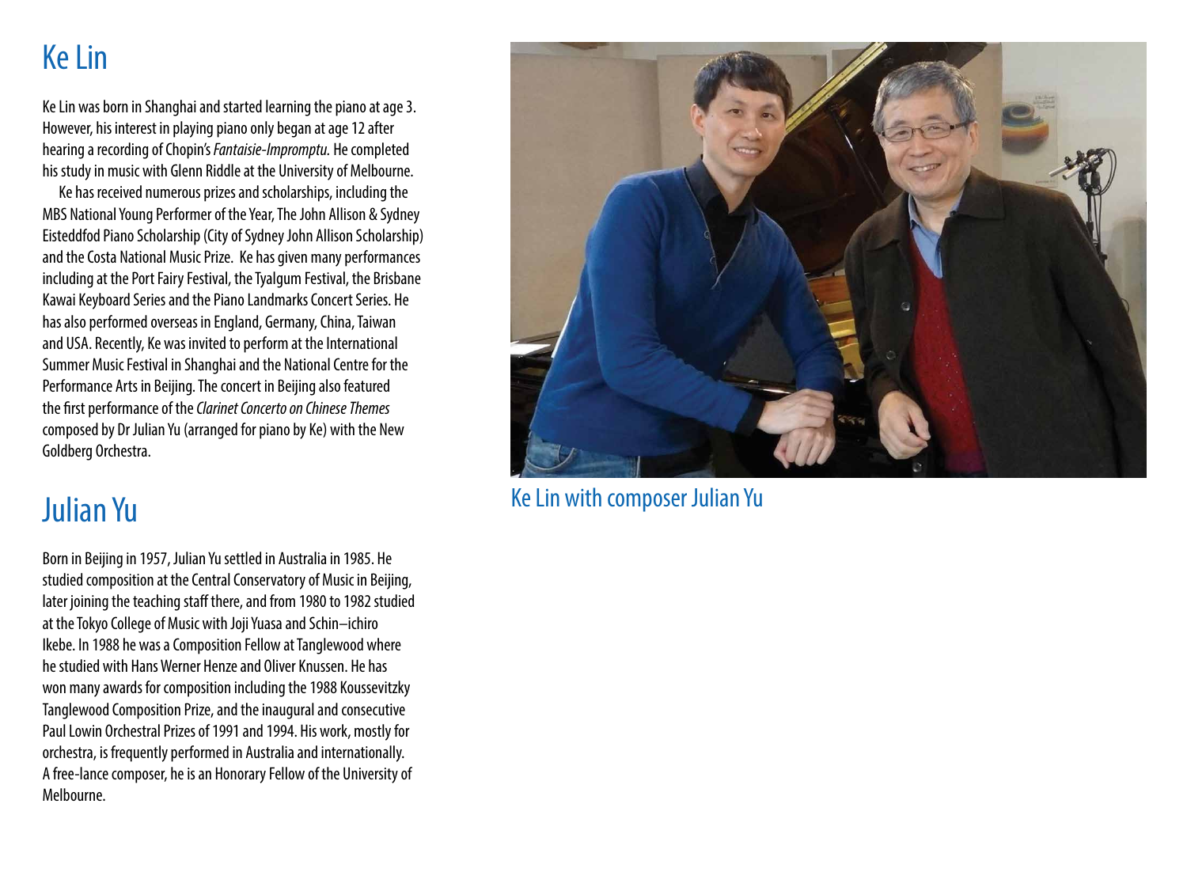## Ke Lin

Ke Lin was born in Shanghai and started learning the piano at age 3. However, his interest in playing piano only began at age 12 after hearing a recording of Chopin's *Fantaisie-Impromptu.* He completed his study in music with Glenn Riddle at the University of Melbourne.

Ke has received numerous prizes and scholarships, including the MBS National Young Performer of the Year, The John Allison & Sydney Eisteddfod Piano Scholarship (City of Sydney John Allison Scholarship) and the Costa National Music Prize. Ke has given many performances including at the Port Fairy Festival, the Tyalgum Festival, the Brisbane Kawai Keyboard Series and the Piano Landmarks Concert Series. He has also performed overseas in England, Germany, China, Taiwan and USA. Recently, Ke was invited to perform at the International Summer Music Festival in Shanghai and the National Centre for the Performance Arts in Beijing. The concert in Beijing also featured the first performance of the *Clarinet Concerto on Chinese Themes* composed by Dr Julian Yu (arranged for piano by Ke) with the New Goldberg Orchestra.

## Julian Yu

Born in Beijing in 1957, Julian Yu settled in Australia in 1985. He studied composition at the Central Conservatory of Music in Beijing, later joining the teaching staff there, and from 1980 to 1982 studied at the Tokyo College of Music with Joji Yuasa and Schin–ichiro Ikebe. In 1988 he was a Composition Fellow at Tanglewood where he studied with Hans Werner Henze and Oliver Knussen. He has won many awards for composition including the 1988 Koussevitzky Tanglewood Composition Prize, and the inaugural and consecutive Paul Lowin Orchestral Prizes of 1991 and 1994. His work, mostly for orchestra, is frequently performed in Australia and internationally. A free-lance composer, he is an Honorary Fellow of the University of Melbourne.

Ke Lin with composer Julian Yu